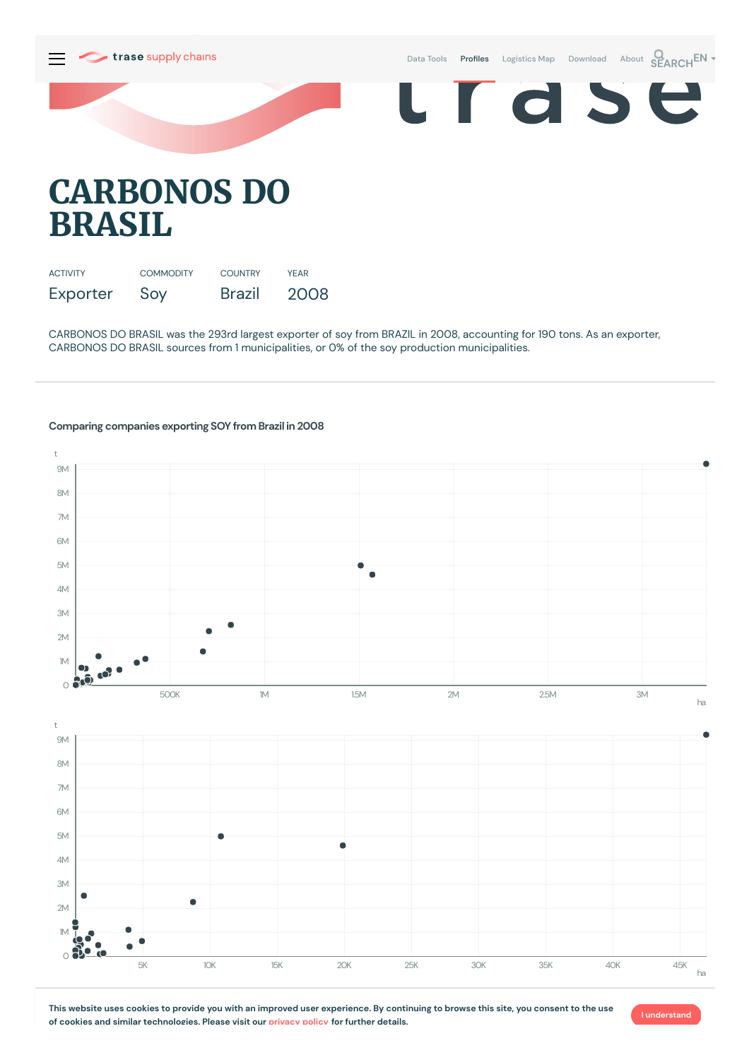# CARBONOS DO BRASIL

| ACTIVITY | COMMODITY | COUNTRY | YEAR |
|---|---|---|---|
| Exporter | Soy | Brazil | 2008 |

CARBONOS DO BRASIL was the 293rd largest exporter of soy from BRAZIL in 2008, accounting for 190 tons. As an exporter, CARBONOS DO BRASIL sources from 1 municipalities, or 0% of the soy production municipalities.

## Comparing companies exporting SOY from Brazil in 2008

This website uses cookies to provide you with an improved user experience. By continuing to browse this site, you consent to the use of cookies and similar technologies. Please visit our privacy policy for further details.

I understand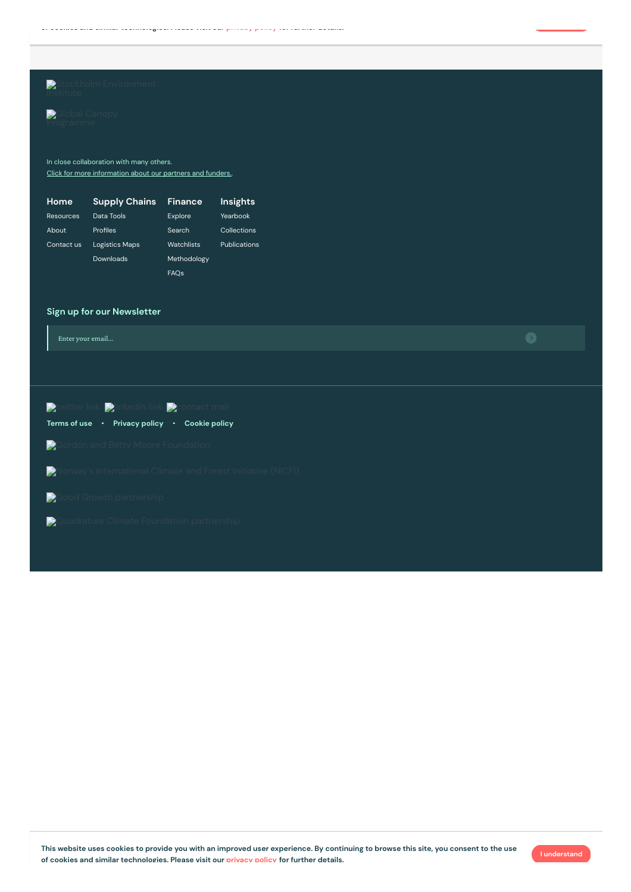Stockholm Environment Institute

Global Canopy Programme

In close collaboration with many others.
Click for more information about our partners and funders.

**Home**
- Resources
- About
- Contact us

**Supply Chains**
- Data Tools
- Profiles
- Logistics Maps
- Downloads

**Finance**
- Explore
- Search
- Watchlists
- Methodology
- FAQs

**Insights**
- Yearbook
- Collections
- Publications

## Sign up for our Newsletter

Enter your email...

twitter link linkedin link contact mail

Terms of use • Privacy policy • Cookie policy

Gordon and Betty Moore Foundation

Norway's International Climate and Forest Initiative (NICFI)

Good Growth partnership

Quadrature Climate Foundation partnership

This website uses cookies to provide you with an improved user experience. By continuing to browse this site, you consent to the use of cookies and similar technologies. Please visit our privacy policy for further details.

I understand